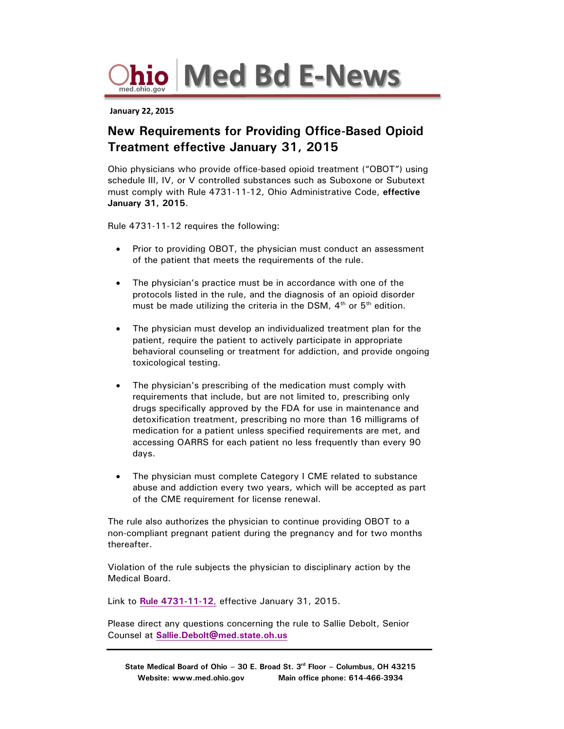# Ohio Med Bd E-News

med.ohio.gov

**January 22, 2015**

## New Requirements for Providing Office-Based Opioid Treatment effective January 31, 2015

Ohio physicians who provide office-based opioid treatment ("OBOT") using schedule III, IV, or V controlled substances such as Suboxone or Subutext must comply with Rule 4731-11-12, Ohio Administrative Code, **effective January 31, 2015**.

Rule 4731-11-12 requires the following:

- Prior to providing OBOT, the physician must conduct an assessment of the patient that meets the requirements of the rule.
- The physician's practice must be in accordance with one of the protocols listed in the rule, and the diagnosis of an opioid disorder must be made utilizing the criteria in the DSM, 4th or 5th edition.
- The physician must develop an individualized treatment plan for the patient, require the patient to actively participate in appropriate behavioral counseling or treatment for addiction, and provide ongoing toxicological testing.
- The physician's prescribing of the medication must comply with requirements that include, but are not limited to, prescribing only drugs specifically approved by the FDA for use in maintenance and detoxification treatment, prescribing no more than 16 milligrams of medication for a patient unless specified requirements are met, and accessing OARRS for each patient no less frequently than every 90 days.
- The physician must complete Category I CME related to substance abuse and addiction every two years, which will be accepted as part of the CME requirement for license renewal.

The rule also authorizes the physician to continue providing OBOT to a non-compliant pregnant patient during the pregnancy and for two months thereafter.

Violation of the rule subjects the physician to disciplinary action by the Medical Board.

Link to **Rule 4731-11-12**, effective January 31, 2015.

Please direct any questions concerning the rule to Sallie Debolt, Senior Counsel at **Sallie.Debolt@med.state.oh.us**

---

**State Medical Board of Ohio – 30 E. Broad St. 3rd Floor – Columbus, OH 43215**
**Website: www.med.ohio.gov Main office phone: 614-466-3934**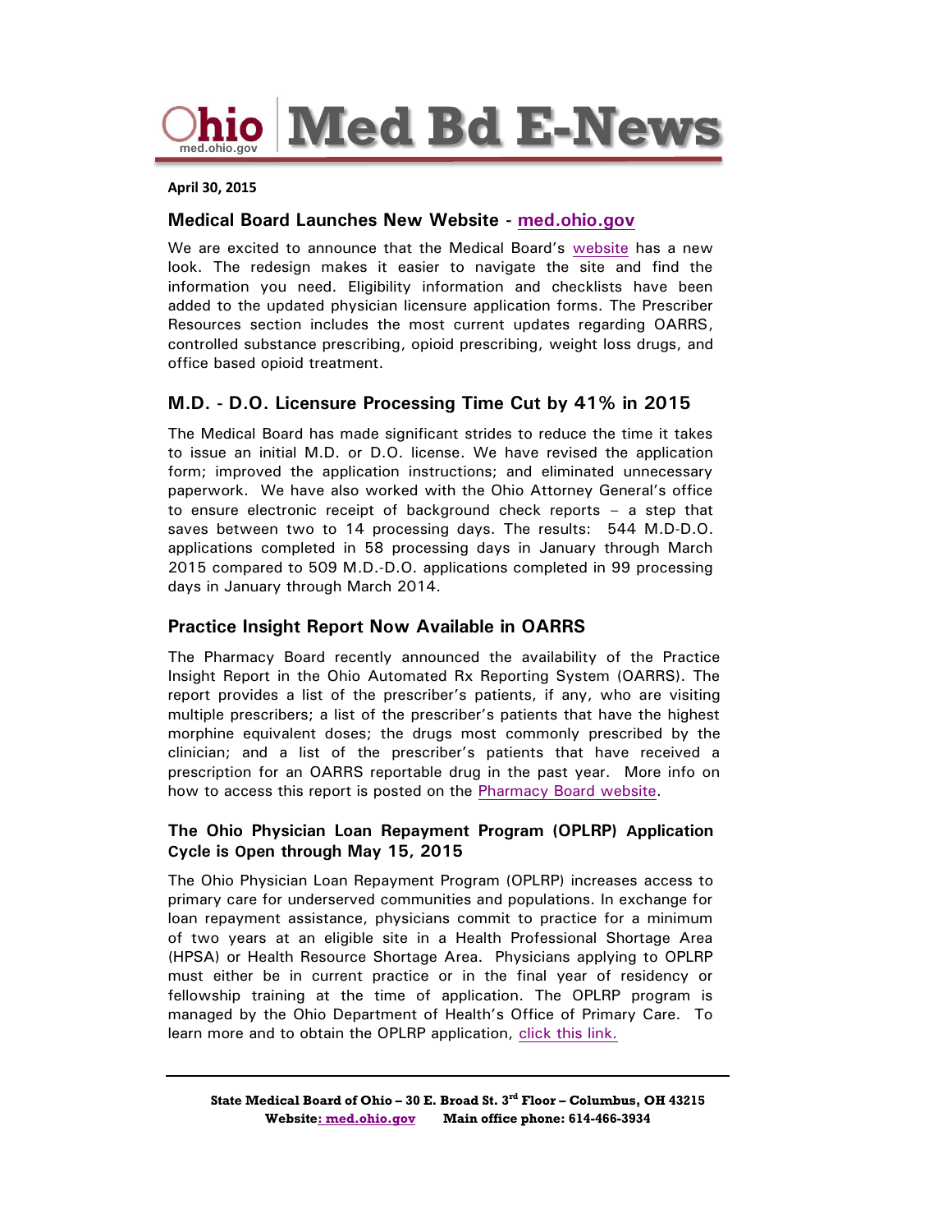# Ohio | Med Bd E-News

med.ohio.gov

**April 30, 2015**

## Medical Board Launches New Website - med.ohio.gov

We are excited to announce that the Medical Board's website has a new look. The redesign makes it easier to navigate the site and find the information you need. Eligibility information and checklists have been added to the updated physician licensure application forms. The Prescriber Resources section includes the most current updates regarding OARRS, controlled substance prescribing, opioid prescribing, weight loss drugs, and office based opioid treatment.

## M.D. - D.O. Licensure Processing Time Cut by 41% in 2015

The Medical Board has made significant strides to reduce the time it takes to issue an initial M.D. or D.O. license. We have revised the application form; improved the application instructions; and eliminated unnecessary paperwork. We have also worked with the Ohio Attorney General's office to ensure electronic receipt of background check reports – a step that saves between two to 14 processing days. The results: 544 M.D-D.O. applications completed in 58 processing days in January through March 2015 compared to 509 M.D.-D.O. applications completed in 99 processing days in January through March 2014.

## Practice Insight Report Now Available in OARRS

The Pharmacy Board recently announced the availability of the Practice Insight Report in the Ohio Automated Rx Reporting System (OARRS). The report provides a list of the prescriber's patients, if any, who are visiting multiple prescribers; a list of the prescriber's patients that have the highest morphine equivalent doses; the drugs most commonly prescribed by the clinician; and a list of the prescriber's patients that have received a prescription for an OARRS reportable drug in the past year. More info on how to access this report is posted on the Pharmacy Board website.

## The Ohio Physician Loan Repayment Program (OPLRP) Application Cycle is Open through May 15, 2015

The Ohio Physician Loan Repayment Program (OPLRP) increases access to primary care for underserved communities and populations. In exchange for loan repayment assistance, physicians commit to practice for a minimum of two years at an eligible site in a Health Professional Shortage Area (HPSA) or Health Resource Shortage Area. Physicians applying to OPLRP must either be in current practice or in the final year of residency or fellowship training at the time of application. The OPLRP program is managed by the Ohio Department of Health's Office of Primary Care. To learn more and to obtain the OPLRP application, click this link.

---

**State Medical Board of Ohio – 30 E. Broad St. 3rd Floor – Columbus, OH 43215**
**Website: med.ohio.gov Main office phone: 614-466-3934**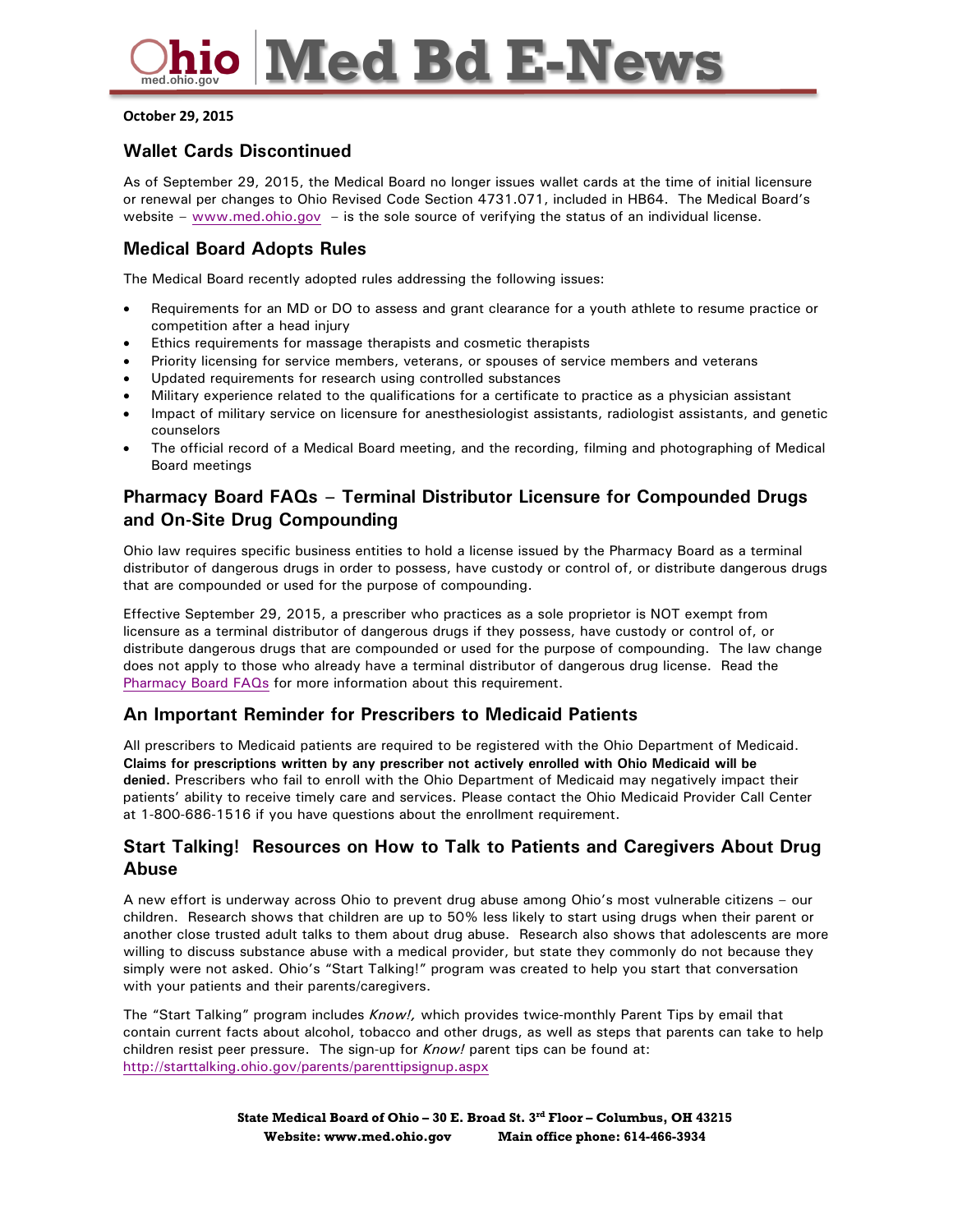# Ohio Med Bd E-News

**October 29, 2015**

## Wallet Cards Discontinued

As of September 29, 2015, the Medical Board no longer issues wallet cards at the time of initial licensure or renewal per changes to Ohio Revised Code Section 4731.071, included in HB64. The Medical Board's website – www.med.ohio.gov – is the sole source of verifying the status of an individual license.

## Medical Board Adopts Rules

The Medical Board recently adopted rules addressing the following issues:

- Requirements for an MD or DO to assess and grant clearance for a youth athlete to resume practice or competition after a head injury
- Ethics requirements for massage therapists and cosmetic therapists
- Priority licensing for service members, veterans, or spouses of service members and veterans
- Updated requirements for research using controlled substances
- Military experience related to the qualifications for a certificate to practice as a physician assistant
- Impact of military service on licensure for anesthesiologist assistants, radiologist assistants, and genetic counselors
- The official record of a Medical Board meeting, and the recording, filming and photographing of Medical Board meetings

## Pharmacy Board FAQs – Terminal Distributor Licensure for Compounded Drugs and On-Site Drug Compounding

Ohio law requires specific business entities to hold a license issued by the Pharmacy Board as a terminal distributor of dangerous drugs in order to possess, have custody or control of, or distribute dangerous drugs that are compounded or used for the purpose of compounding.

Effective September 29, 2015, a prescriber who practices as a sole proprietor is NOT exempt from licensure as a terminal distributor of dangerous drugs if they possess, have custody or control of, or distribute dangerous drugs that are compounded or used for the purpose of compounding. The law change does not apply to those who already have a terminal distributor of dangerous drug license. Read the Pharmacy Board FAQs for more information about this requirement.

## An Important Reminder for Prescribers to Medicaid Patients

All prescribers to Medicaid patients are required to be registered with the Ohio Department of Medicaid. **Claims for prescriptions written by any prescriber not actively enrolled with Ohio Medicaid will be denied.** Prescribers who fail to enroll with the Ohio Department of Medicaid may negatively impact their patients' ability to receive timely care and services. Please contact the Ohio Medicaid Provider Call Center at 1-800-686-1516 if you have questions about the enrollment requirement.

## Start Talking! Resources on How to Talk to Patients and Caregivers About Drug Abuse

A new effort is underway across Ohio to prevent drug abuse among Ohio's most vulnerable citizens – our children. Research shows that children are up to 50% less likely to start using drugs when their parent or another close trusted adult talks to them about drug abuse. Research also shows that adolescents are more willing to discuss substance abuse with a medical provider, but state they commonly do not because they simply were not asked. Ohio's "Start Talking!" program was created to help you start that conversation with your patients and their parents/caregivers.

The "Start Talking" program includes *Know!,* which provides twice-monthly Parent Tips by email that contain current facts about alcohol, tobacco and other drugs, as well as steps that parents can take to help children resist peer pressure. The sign-up for *Know!* parent tips can be found at: http://starttalking.ohio.gov/parents/parenttipsignup.aspx

**State Medical Board of Ohio – 30 E. Broad St. 3rd Floor – Columbus, OH 43215**
**Website: www.med.ohio.gov Main office phone: 614-466-3934**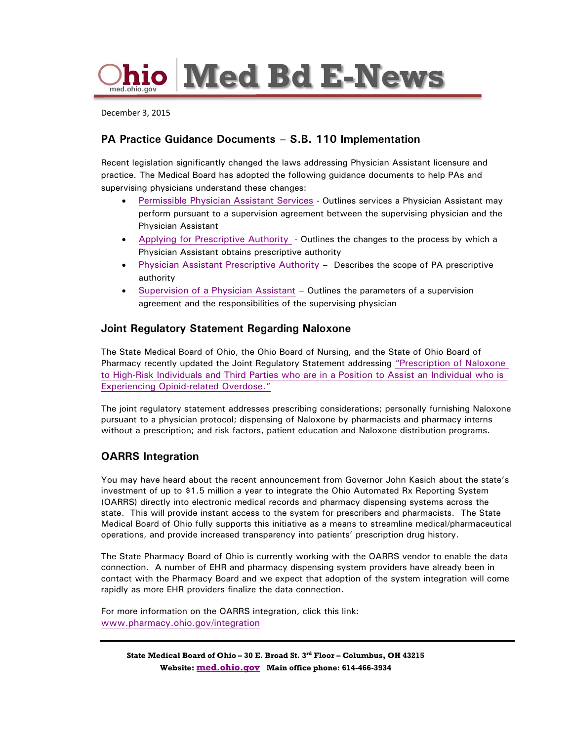# Ohio Med Bd E-News

December 3, 2015

## PA Practice Guidance Documents – S.B. 110 Implementation

Recent legislation significantly changed the laws addressing Physician Assistant licensure and practice. The Medical Board has adopted the following guidance documents to help PAs and supervising physicians understand these changes:

- Permissible Physician Assistant Services - Outlines services a Physician Assistant may perform pursuant to a supervision agreement between the supervising physician and the Physician Assistant
- Applying for Prescriptive Authority - Outlines the changes to the process by which a Physician Assistant obtains prescriptive authority
- Physician Assistant Prescriptive Authority – Describes the scope of PA prescriptive authority
- Supervision of a Physician Assistant – Outlines the parameters of a supervision agreement and the responsibilities of the supervising physician

## Joint Regulatory Statement Regarding Naloxone

The State Medical Board of Ohio, the Ohio Board of Nursing, and the State of Ohio Board of Pharmacy recently updated the Joint Regulatory Statement addressing "Prescription of Naloxone to High-Risk Individuals and Third Parties who are in a Position to Assist an Individual who is Experiencing Opioid-related Overdose."

The joint regulatory statement addresses prescribing considerations; personally furnishing Naloxone pursuant to a physician protocol; dispensing of Naloxone by pharmacists and pharmacy interns without a prescription; and risk factors, patient education and Naloxone distribution programs.

## OARRS Integration

You may have heard about the recent announcement from Governor John Kasich about the state's investment of up to $1.5 million a year to integrate the Ohio Automated Rx Reporting System (OARRS) directly into electronic medical records and pharmacy dispensing systems across the state. This will provide instant access to the system for prescribers and pharmacists. The State Medical Board of Ohio fully supports this initiative as a means to streamline medical/pharmaceutical operations, and provide increased transparency into patients' prescription drug history.

The State Pharmacy Board of Ohio is currently working with the OARRS vendor to enable the data connection. A number of EHR and pharmacy dispensing system providers have already been in contact with the Pharmacy Board and we expect that adoption of the system integration will come rapidly as more EHR providers finalize the data connection.

For more information on the OARRS integration, click this link: www.pharmacy.ohio.gov/integration

**State Medical Board of Ohio – 30 E. Broad St. 3rd Floor – Columbus, OH 43215**
**Website: med.ohio.gov Main office phone: 614-466-3934**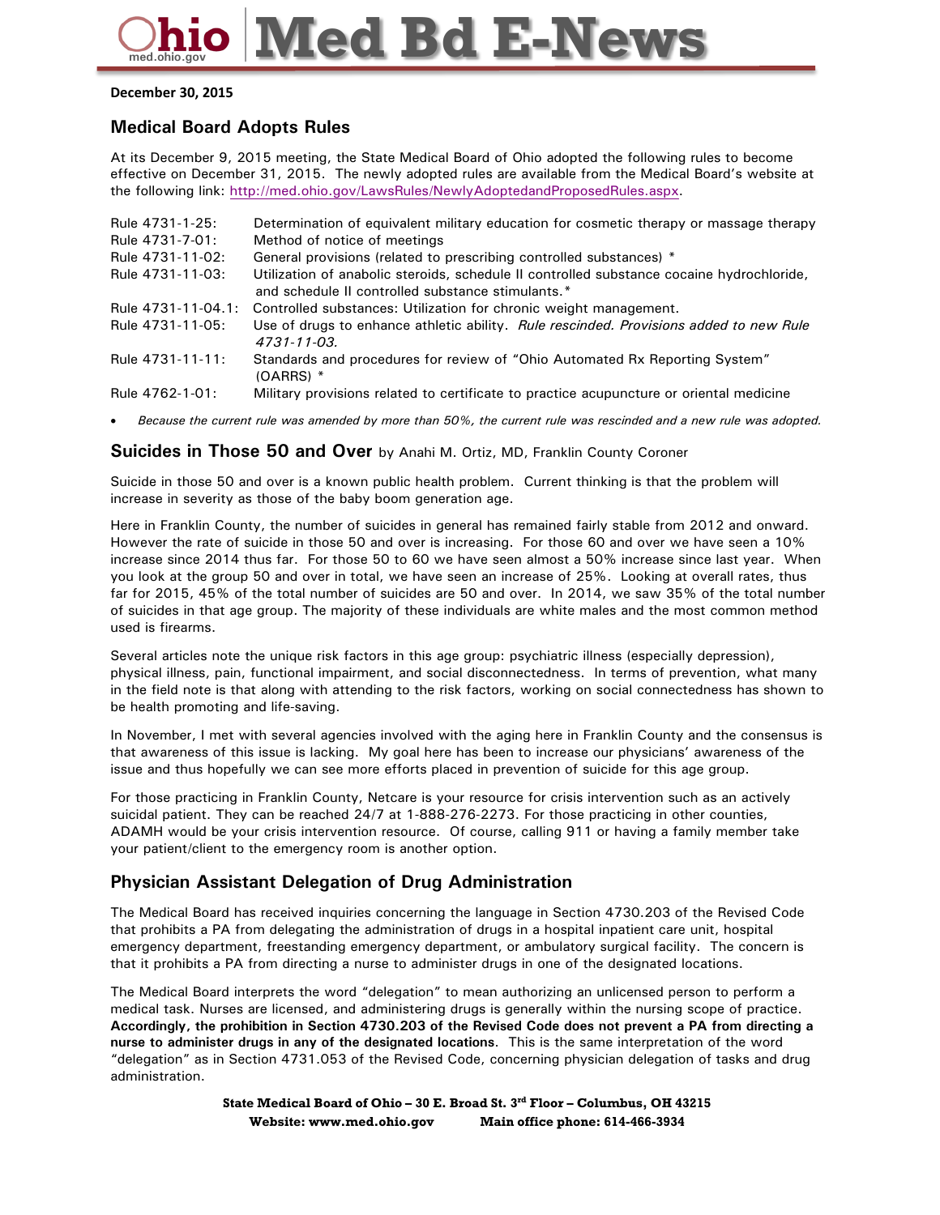# Ohio Med Bd E-News

**December 30, 2015**

## Medical Board Adopts Rules

At its December 9, 2015 meeting, the State Medical Board of Ohio adopted the following rules to become effective on December 31, 2015. The newly adopted rules are available from the Medical Board's website at the following link: http://med.ohio.gov/LawsRules/NewlyAdoptedandProposedRules.aspx.

| | |
|---|---|
| Rule 4731-1-25: | Determination of equivalent military education for cosmetic therapy or massage therapy |
| Rule 4731-7-01: | Method of notice of meetings |
| Rule 4731-11-02: | General provisions (related to prescribing controlled substances) * |
| Rule 4731-11-03: | Utilization of anabolic steroids, schedule II controlled substance cocaine hydrochloride, and schedule II controlled substance stimulants.* |
| Rule 4731-11-04.1: | Controlled substances: Utilization for chronic weight management. |
| Rule 4731-11-05: | Use of drugs to enhance athletic ability. *Rule rescinded. Provisions added to new Rule 4731-11-03.* |
| Rule 4731-11-11: | Standards and procedures for review of "Ohio Automated Rx Reporting System" (OARRS) * |
| Rule 4762-1-01: | Military provisions related to certificate to practice acupuncture or oriental medicine |

- *Because the current rule was amended by more than 50%, the current rule was rescinded and a new rule was adopted.*

## Suicides in Those 50 and Over by Anahi M. Ortiz, MD, Franklin County Coroner

Suicide in those 50 and over is a known public health problem. Current thinking is that the problem will increase in severity as those of the baby boom generation age.

Here in Franklin County, the number of suicides in general has remained fairly stable from 2012 and onward. However the rate of suicide in those 50 and over is increasing. For those 60 and over we have seen a 10% increase since 2014 thus far. For those 50 to 60 we have seen almost a 50% increase since last year. When you look at the group 50 and over in total, we have seen an increase of 25%. Looking at overall rates, thus far for 2015, 45% of the total number of suicides are 50 and over. In 2014, we saw 35% of the total number of suicides in that age group. The majority of these individuals are white males and the most common method used is firearms.

Several articles note the unique risk factors in this age group: psychiatric illness (especially depression), physical illness, pain, functional impairment, and social disconnectedness. In terms of prevention, what many in the field note is that along with attending to the risk factors, working on social connectedness has shown to be health promoting and life-saving.

In November, I met with several agencies involved with the aging here in Franklin County and the consensus is that awareness of this issue is lacking. My goal here has been to increase our physicians' awareness of the issue and thus hopefully we can see more efforts placed in prevention of suicide for this age group.

For those practicing in Franklin County, Netcare is your resource for crisis intervention such as an actively suicidal patient. They can be reached 24/7 at 1-888-276-2273. For those practicing in other counties, ADAMH would be your crisis intervention resource. Of course, calling 911 or having a family member take your patient/client to the emergency room is another option.

## Physician Assistant Delegation of Drug Administration

The Medical Board has received inquiries concerning the language in Section 4730.203 of the Revised Code that prohibits a PA from delegating the administration of drugs in a hospital inpatient care unit, hospital emergency department, freestanding emergency department, or ambulatory surgical facility. The concern is that it prohibits a PA from directing a nurse to administer drugs in one of the designated locations.

The Medical Board interprets the word "delegation" to mean authorizing an unlicensed person to perform a medical task. Nurses are licensed, and administering drugs is generally within the nursing scope of practice. **Accordingly, the prohibition in Section 4730.203 of the Revised Code does not prevent a PA from directing a nurse to administer drugs in any of the designated locations**. This is the same interpretation of the word "delegation" as in Section 4731.053 of the Revised Code, concerning physician delegation of tasks and drug administration.

**State Medical Board of Ohio – 30 E. Broad St. 3rd Floor – Columbus, OH 43215**
**Website: www.med.ohio.gov Main office phone: 614-466-3934**